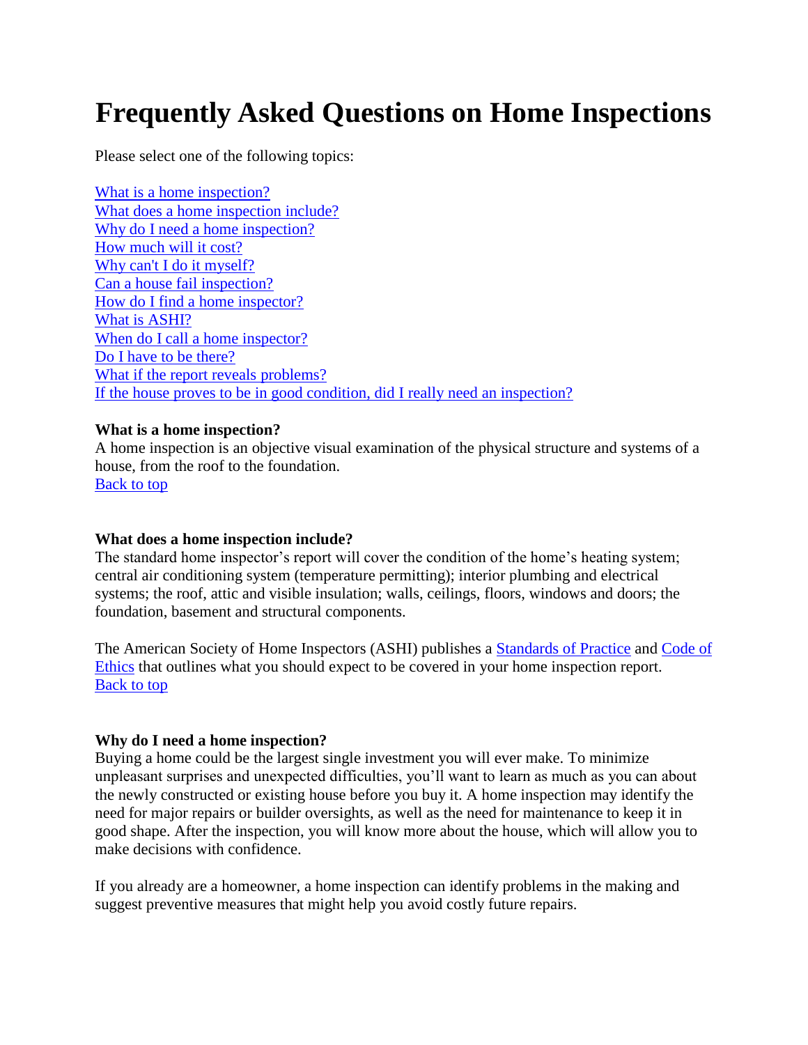# Frequently Asked Questions on Home Inspections

Please select one of the following topics:

[What is a home inspection?](#)
[What does a home inspection include?](#)
[Why do I need a home inspection?](#)
[How much will it cost?](#)
[Why can't I do it myself?](#)
[Can a house fail inspection?](#)
[How do I find a home inspector?](#)
[What is ASHI?](#)
[When do I call a home inspector?](#)
[Do I have to be there?](#)
[What if the report reveals problems?](#)
[If the house proves to be in good condition, did I really need an inspection?](#)

**What is a home inspection?**
A home inspection is an objective visual examination of the physical structure and systems of a house, from the roof to the foundation.
[Back to top](#)

**What does a home inspection include?**
The standard home inspector's report will cover the condition of the home's heating system; central air conditioning system (temperature permitting); interior plumbing and electrical systems; the roof, attic and visible insulation; walls, ceilings, floors, windows and doors; the foundation, basement and structural components.

The American Society of Home Inspectors (ASHI) publishes a [Standards of Practice](#) and [Code of Ethics](#) that outlines what you should expect to be covered in your home inspection report.
[Back to top](#)

**Why do I need a home inspection?**
Buying a home could be the largest single investment you will ever make. To minimize unpleasant surprises and unexpected difficulties, you'll want to learn as much as you can about the newly constructed or existing house before you buy it. A home inspection may identify the need for major repairs or builder oversights, as well as the need for maintenance to keep it in good shape. After the inspection, you will know more about the house, which will allow you to make decisions with confidence.

If you already are a homeowner, a home inspection can identify problems in the making and suggest preventive measures that might help you avoid costly future repairs.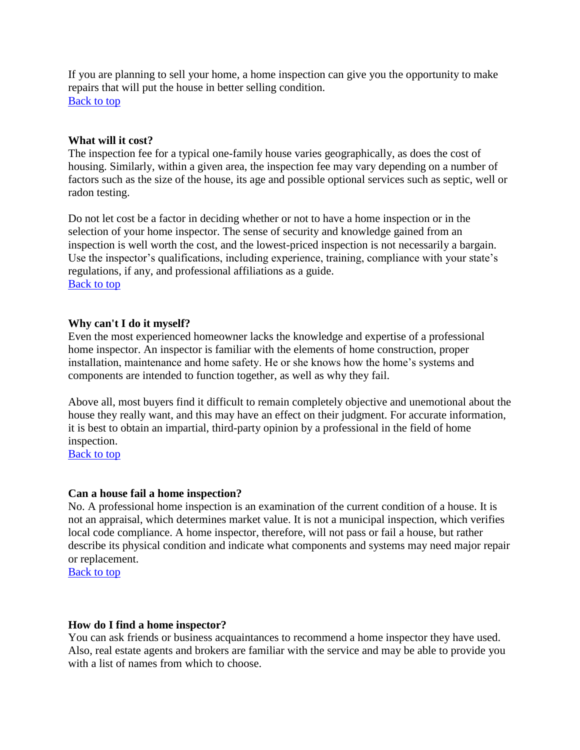If you are planning to sell your home, a home inspection can give you the opportunity to make repairs that will put the house in better selling condition.
[Back to top](#)

**What will it cost?**
The inspection fee for a typical one-family house varies geographically, as does the cost of housing. Similarly, within a given area, the inspection fee may vary depending on a number of factors such as the size of the house, its age and possible optional services such as septic, well or radon testing.

Do not let cost be a factor in deciding whether or not to have a home inspection or in the selection of your home inspector. The sense of security and knowledge gained from an inspection is well worth the cost, and the lowest-priced inspection is not necessarily a bargain. Use the inspector's qualifications, including experience, training, compliance with your state's regulations, if any, and professional affiliations as a guide.
[Back to top](#)

**Why can't I do it myself?**
Even the most experienced homeowner lacks the knowledge and expertise of a professional home inspector. An inspector is familiar with the elements of home construction, proper installation, maintenance and home safety. He or she knows how the home's systems and components are intended to function together, as well as why they fail.

Above all, most buyers find it difficult to remain completely objective and unemotional about the house they really want, and this may have an effect on their judgment. For accurate information, it is best to obtain an impartial, third-party opinion by a professional in the field of home inspection.
[Back to top](#)

**Can a house fail a home inspection?**
No. A professional home inspection is an examination of the current condition of a house. It is not an appraisal, which determines market value. It is not a municipal inspection, which verifies local code compliance. A home inspector, therefore, will not pass or fail a house, but rather describe its physical condition and indicate what components and systems may need major repair or replacement.
[Back to top](#)

**How do I find a home inspector?**
You can ask friends or business acquaintances to recommend a home inspector they have used. Also, real estate agents and brokers are familiar with the service and may be able to provide you with a list of names from which to choose.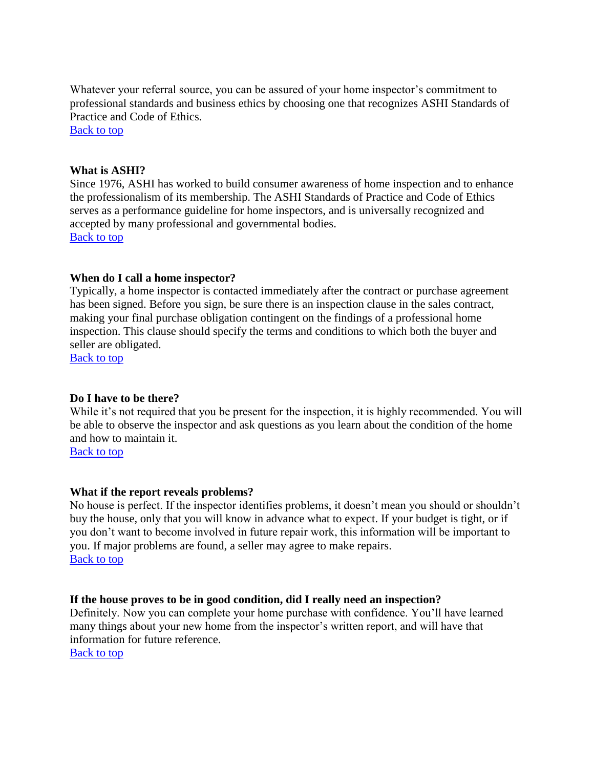Whatever your referral source, you can be assured of your home inspector's commitment to professional standards and business ethics by choosing one that recognizes ASHI Standards of Practice and Code of Ethics.
[Back to top]

**What is ASHI?**
Since 1976, ASHI has worked to build consumer awareness of home inspection and to enhance the professionalism of its membership. The ASHI Standards of Practice and Code of Ethics serves as a performance guideline for home inspectors, and is universally recognized and accepted by many professional and governmental bodies.
[Back to top]

**When do I call a home inspector?**
Typically, a home inspector is contacted immediately after the contract or purchase agreement has been signed. Before you sign, be sure there is an inspection clause in the sales contract, making your final purchase obligation contingent on the findings of a professional home inspection. This clause should specify the terms and conditions to which both the buyer and seller are obligated.
[Back to top]

**Do I have to be there?**
While it's not required that you be present for the inspection, it is highly recommended. You will be able to observe the inspector and ask questions as you learn about the condition of the home and how to maintain it.
[Back to top]

**What if the report reveals problems?**
No house is perfect. If the inspector identifies problems, it doesn't mean you should or shouldn't buy the house, only that you will know in advance what to expect. If your budget is tight, or if you don't want to become involved in future repair work, this information will be important to you. If major problems are found, a seller may agree to make repairs.
[Back to top]

**If the house proves to be in good condition, did I really need an inspection?**
Definitely. Now you can complete your home purchase with confidence. You'll have learned many things about your new home from the inspector's written report, and will have that information for future reference.
[Back to top]